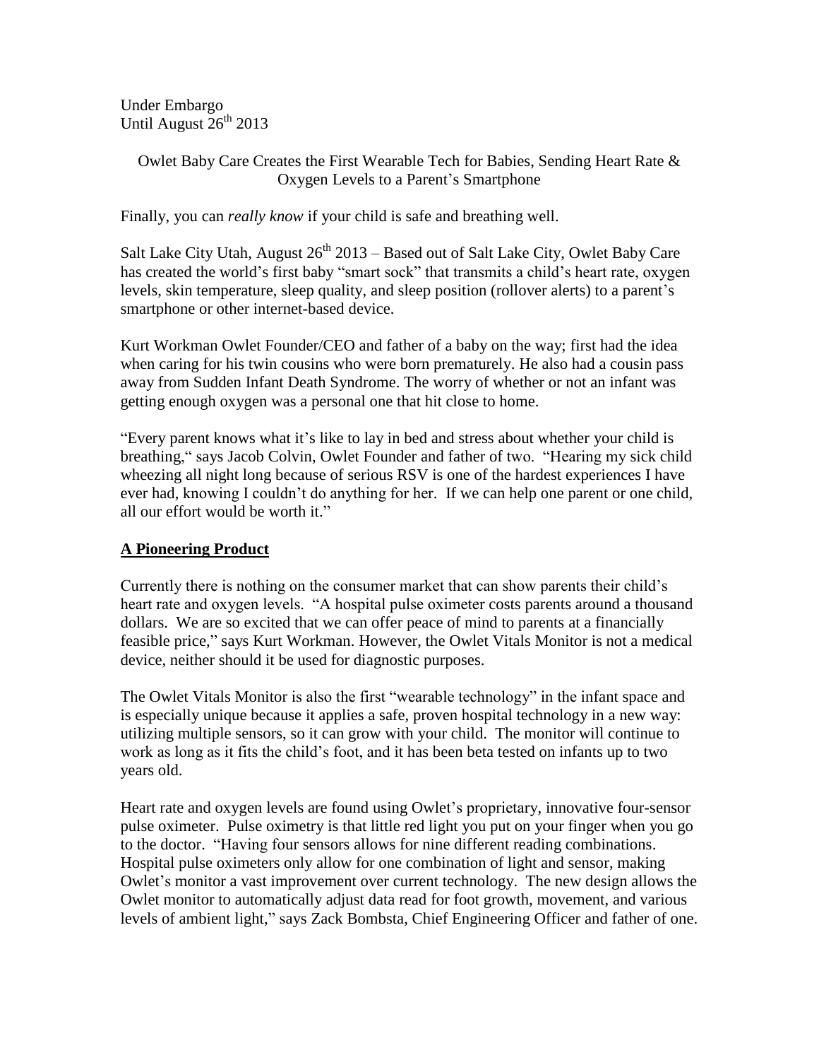Under Embargo
Until August 26th 2013

Owlet Baby Care Creates the First Wearable Tech for Babies, Sending Heart Rate & Oxygen Levels to a Parent's Smartphone

Finally, you can *really know* if your child is safe and breathing well.

Salt Lake City Utah, August 26th 2013 – Based out of Salt Lake City, Owlet Baby Care has created the world's first baby "smart sock" that transmits a child's heart rate, oxygen levels, skin temperature, sleep quality, and sleep position (rollover alerts) to a parent's smartphone or other internet-based device.

Kurt Workman Owlet Founder/CEO and father of a baby on the way; first had the idea when caring for his twin cousins who were born prematurely. He also had a cousin pass away from Sudden Infant Death Syndrome. The worry of whether or not an infant was getting enough oxygen was a personal one that hit close to home.

"Every parent knows what it's like to lay in bed and stress about whether your child is breathing," says Jacob Colvin, Owlet Founder and father of two. "Hearing my sick child wheezing all night long because of serious RSV is one of the hardest experiences I have ever had, knowing I couldn't do anything for her. If we can help one parent or one child, all our effort would be worth it."

## A Pioneering Product

Currently there is nothing on the consumer market that can show parents their child's heart rate and oxygen levels. "A hospital pulse oximeter costs parents around a thousand dollars. We are so excited that we can offer peace of mind to parents at a financially feasible price," says Kurt Workman. However, the Owlet Vitals Monitor is not a medical device, neither should it be used for diagnostic purposes.

The Owlet Vitals Monitor is also the first "wearable technology" in the infant space and is especially unique because it applies a safe, proven hospital technology in a new way: utilizing multiple sensors, so it can grow with your child. The monitor will continue to work as long as it fits the child's foot, and it has been beta tested on infants up to two years old.

Heart rate and oxygen levels are found using Owlet's proprietary, innovative four-sensor pulse oximeter. Pulse oximetry is that little red light you put on your finger when you go to the doctor. "Having four sensors allows for nine different reading combinations. Hospital pulse oximeters only allow for one combination of light and sensor, making Owlet's monitor a vast improvement over current technology. The new design allows the Owlet monitor to automatically adjust data read for foot growth, movement, and various levels of ambient light," says Zack Bombsta, Chief Engineering Officer and father of one.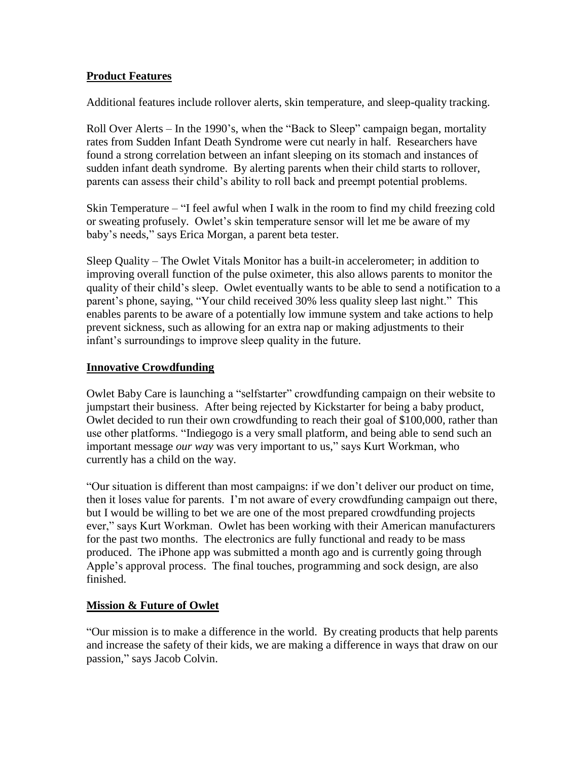## **Product Features**

Additional features include rollover alerts, skin temperature, and sleep-quality tracking.

Roll Over Alerts – In the 1990's, when the "Back to Sleep" campaign began, mortality rates from Sudden Infant Death Syndrome were cut nearly in half. Researchers have found a strong correlation between an infant sleeping on its stomach and instances of sudden infant death syndrome. By alerting parents when their child starts to rollover, parents can assess their child's ability to roll back and preempt potential problems.

Skin Temperature – "I feel awful when I walk in the room to find my child freezing cold or sweating profusely. Owlet's skin temperature sensor will let me be aware of my baby's needs," says Erica Morgan, a parent beta tester.

Sleep Quality – The Owlet Vitals Monitor has a built-in accelerometer; in addition to improving overall function of the pulse oximeter, this also allows parents to monitor the quality of their child's sleep. Owlet eventually wants to be able to send a notification to a parent's phone, saying, "Your child received 30% less quality sleep last night." This enables parents to be aware of a potentially low immune system and take actions to help prevent sickness, such as allowing for an extra nap or making adjustments to their infant's surroundings to improve sleep quality in the future.

## **Innovative Crowdfunding**

Owlet Baby Care is launching a "selfstarter" crowdfunding campaign on their website to jumpstart their business. After being rejected by Kickstarter for being a baby product, Owlet decided to run their own crowdfunding to reach their goal of $100,000, rather than use other platforms. "Indiegogo is a very small platform, and being able to send such an important message *our way* was very important to us," says Kurt Workman, who currently has a child on the way.

"Our situation is different than most campaigns: if we don't deliver our product on time, then it loses value for parents. I'm not aware of every crowdfunding campaign out there, but I would be willing to bet we are one of the most prepared crowdfunding projects ever," says Kurt Workman. Owlet has been working with their American manufacturers for the past two months. The electronics are fully functional and ready to be mass produced. The iPhone app was submitted a month ago and is currently going through Apple's approval process. The final touches, programming and sock design, are also finished.

## **Mission & Future of Owlet**

"Our mission is to make a difference in the world. By creating products that help parents and increase the safety of their kids, we are making a difference in ways that draw on our passion," says Jacob Colvin.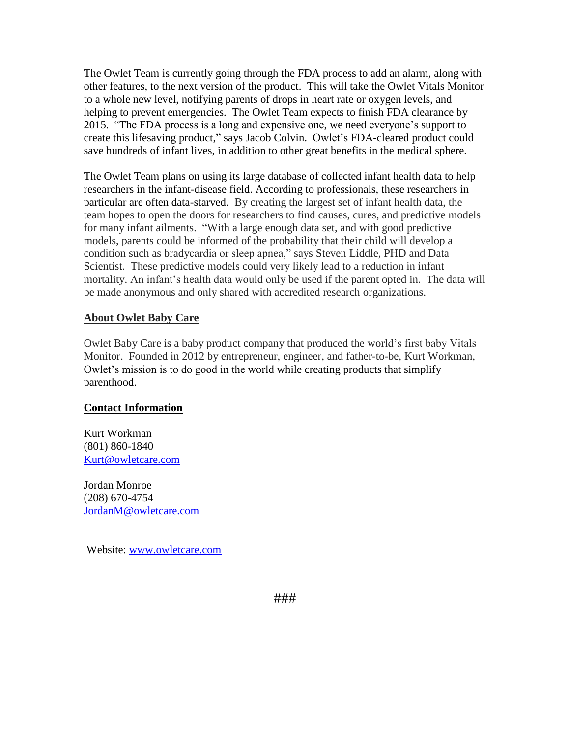The Owlet Team is currently going through the FDA process to add an alarm, along with other features, to the next version of the product. This will take the Owlet Vitals Monitor to a whole new level, notifying parents of drops in heart rate or oxygen levels, and helping to prevent emergencies. The Owlet Team expects to finish FDA clearance by 2015. "The FDA process is a long and expensive one, we need everyone's support to create this lifesaving product," says Jacob Colvin. Owlet's FDA-cleared product could save hundreds of infant lives, in addition to other great benefits in the medical sphere.

The Owlet Team plans on using its large database of collected infant health data to help researchers in the infant-disease field. According to professionals, these researchers in particular are often data-starved. By creating the largest set of infant health data, the team hopes to open the doors for researchers to find causes, cures, and predictive models for many infant ailments. "With a large enough data set, and with good predictive models, parents could be informed of the probability that their child will develop a condition such as bradycardia or sleep apnea," says Steven Liddle, PHD and Data Scientist. These predictive models could very likely lead to a reduction in infant mortality. An infant's health data would only be used if the parent opted in. The data will be made anonymous and only shared with accredited research organizations.

**About Owlet Baby Care**

Owlet Baby Care is a baby product company that produced the world's first baby Vitals Monitor. Founded in 2012 by entrepreneur, engineer, and father-to-be, Kurt Workman, Owlet's mission is to do good in the world while creating products that simplify parenthood.

**Contact Information**

Kurt Workman
(801) 860-1840
Kurt@owletcare.com

Jordan Monroe
(208) 670-4754
JordanM@owletcare.com

Website: www.owletcare.com

###